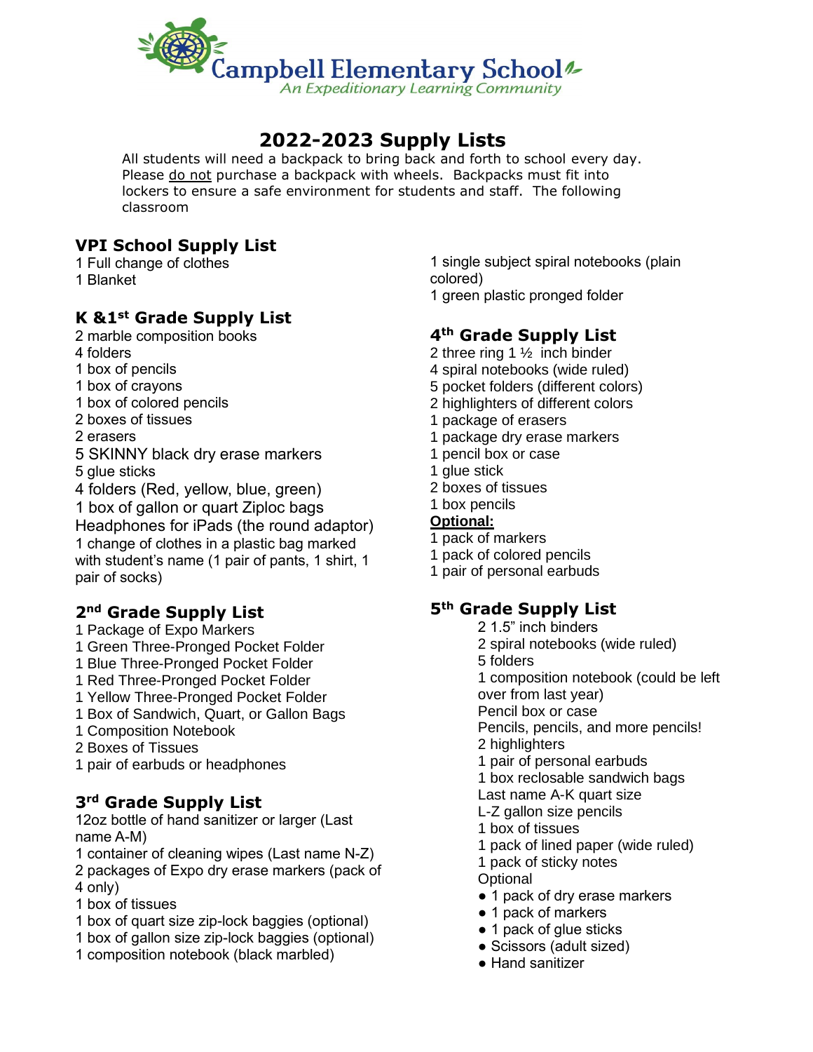Campbell Elementary School

*An Expeditionary Learning Community*

# 2022-2023 Supply Lists

All students will need a backpack to bring back and forth to school every day. Please do not purchase a backpack with wheels. Backpacks must fit into lockers to ensure a safe environment for students and staff. The following classroom

## VPI School Supply List

1 Full change of clothes
1 Blanket

## K &1st Grade Supply List

2 marble composition books
4 folders
1 box of pencils
1 box of crayons
1 box of colored pencils
2 boxes of tissues
2 erasers
5 SKINNY black dry erase markers
5 glue sticks
4 folders (Red, yellow, blue, green)
1 box of gallon or quart Ziploc bags
Headphones for iPads (the round adaptor)
1 change of clothes in a plastic bag marked with student's name (1 pair of pants, 1 shirt, 1 pair of socks)

## 2nd Grade Supply List

1 Package of Expo Markers
1 Green Three-Pronged Pocket Folder
1 Blue Three-Pronged Pocket Folder
1 Red Three-Pronged Pocket Folder
1 Yellow Three-Pronged Pocket Folder
1 Box of Sandwich, Quart, or Gallon Bags
1 Composition Notebook
2 Boxes of Tissues
1 pair of earbuds or headphones

## 3rd Grade Supply List

12oz bottle of hand sanitizer or larger (Last name A-M)
1 container of cleaning wipes (Last name N-Z)
2 packages of Expo dry erase markers (pack of 4 only)
1 box of tissues
1 box of quart size zip-lock baggies (optional)
1 box of gallon size zip-lock baggies (optional)
1 composition notebook (black marbled)
1 single subject spiral notebooks (plain colored)
1 green plastic pronged folder

## 4th Grade Supply List

2 three ring 1 ½ inch binder
4 spiral notebooks (wide ruled)
5 pocket folders (different colors)
2 highlighters of different colors
1 package of erasers
1 package dry erase markers
1 pencil box or case
1 glue stick
2 boxes of tissues
1 box pencils

**Optional:**

1 pack of markers
1 pack of colored pencils
1 pair of personal earbuds

## 5th Grade Supply List

2 1.5" inch binders
2 spiral notebooks (wide ruled)
5 folders
1 composition notebook (could be left over from last year)
Pencil box or case
Pencils, pencils, and more pencils!
2 highlighters
1 pair of personal earbuds
1 box reclosable sandwich bags
Last name A-K quart size
L-Z gallon size pencils
1 box of tissues
1 pack of lined paper (wide ruled)
1 pack of sticky notes
Optional

- 1 pack of dry erase markers
- 1 pack of markers
- 1 pack of glue sticks
- Scissors (adult sized)
- Hand sanitizer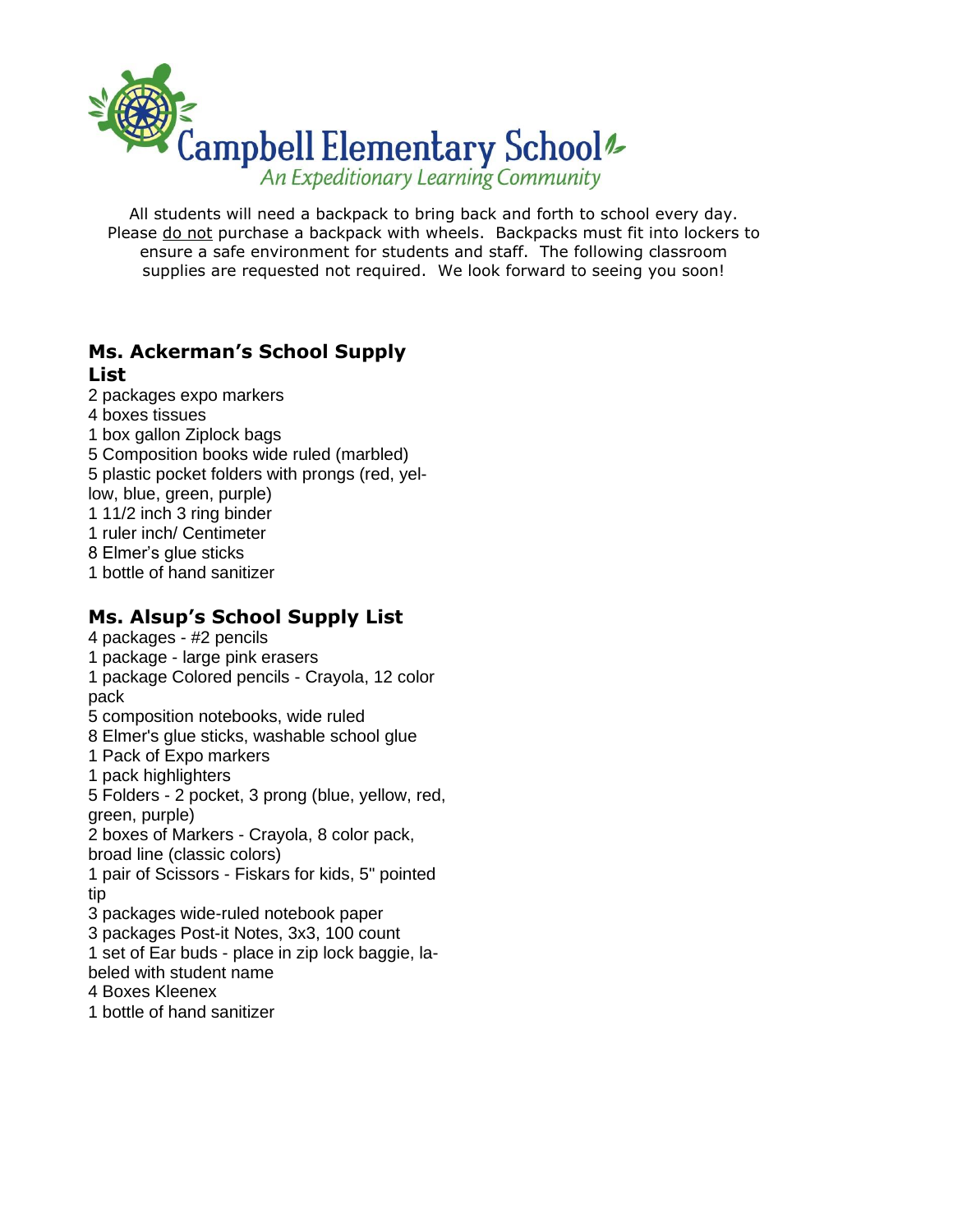# Campbell Elementary School

*An Expeditionary Learning Community*

All students will need a backpack to bring back and forth to school every day. Please do not purchase a backpack with wheels. Backpacks must fit into lockers to ensure a safe environment for students and staff. The following classroom supplies are requested not required. We look forward to seeing you soon!

## Ms. Ackerman's School Supply List

2 packages expo markers
4 boxes tissues
1 box gallon Ziplock bags
5 Composition books wide ruled (marbled)
5 plastic pocket folders with prongs (red, yellow, blue, green, purple)
1 11/2 inch 3 ring binder
1 ruler inch/ Centimeter
8 Elmer's glue sticks
1 bottle of hand sanitizer

## Ms. Alsup's School Supply List

4 packages - #2 pencils
1 package - large pink erasers
1 package Colored pencils - Crayola, 12 color pack
5 composition notebooks, wide ruled
8 Elmer's glue sticks, washable school glue
1 Pack of Expo markers
1 pack highlighters
5 Folders - 2 pocket, 3 prong (blue, yellow, red, green, purple)
2 boxes of Markers - Crayola, 8 color pack, broad line (classic colors)
1 pair of Scissors - Fiskars for kids, 5" pointed tip
3 packages wide-ruled notebook paper
3 packages Post-it Notes, 3x3, 100 count
1 set of Ear buds - place in zip lock baggie, labeled with student name
4 Boxes Kleenex
1 bottle of hand sanitizer